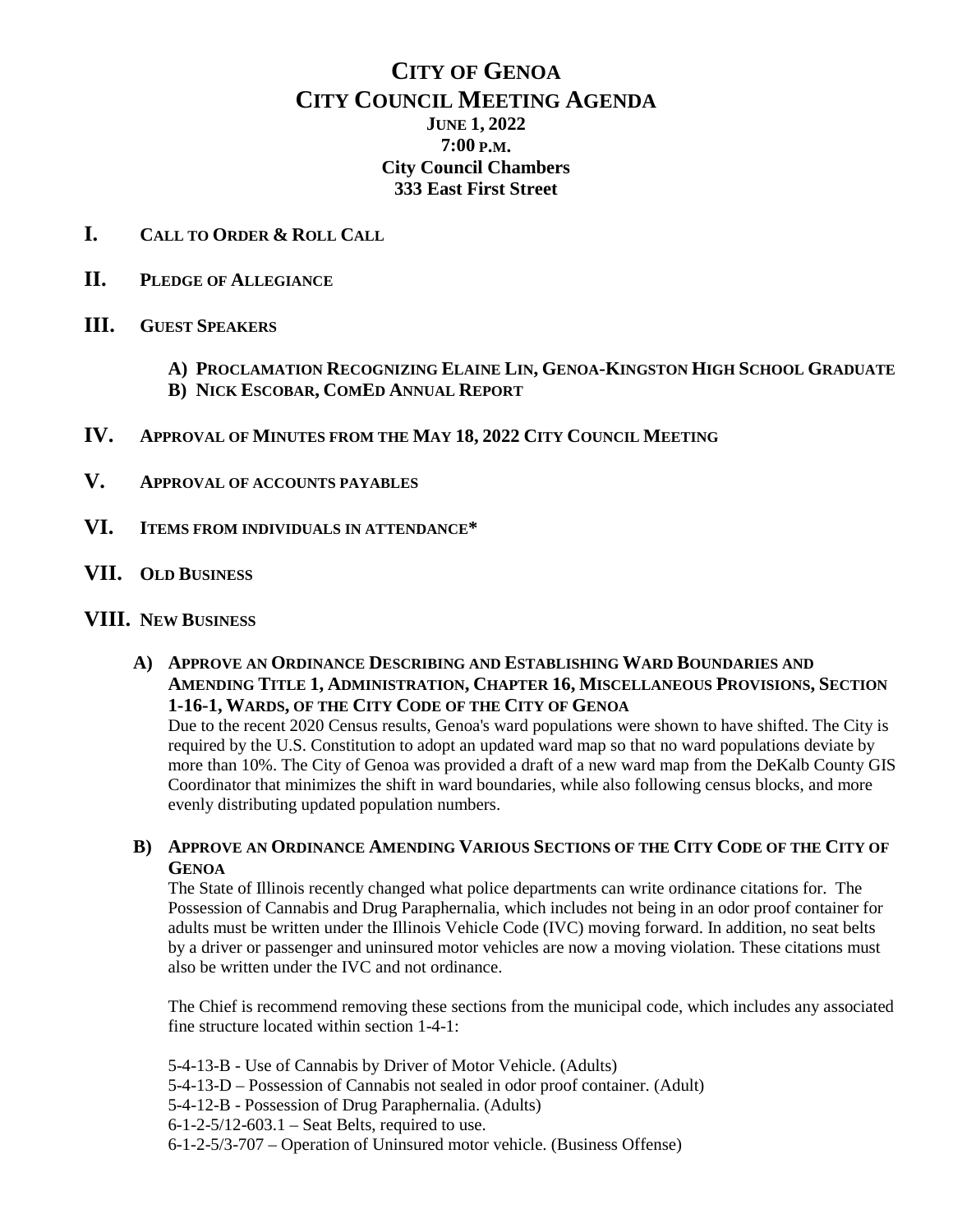# CITY OF GENOA
# CITY COUNCIL MEETING AGENDA

**JUNE 1, 2022**
**7:00 P.M.**
**City Council Chambers**
**333 East First Street**

## I. CALL TO ORDER & ROLL CALL

## II. PLEDGE OF ALLEGIANCE

## III. GUEST SPEAKERS

**A) PROCLAMATION RECOGNIZING ELAINE LIN, GENOA-KINGSTON HIGH SCHOOL GRADUATE**
**B) NICK ESCOBAR, COMED ANNUAL REPORT**

## IV. APPROVAL OF MINUTES FROM THE MAY 18, 2022 CITY COUNCIL MEETING

## V. APPROVAL OF ACCOUNTS PAYABLES

## VI. ITEMS FROM INDIVIDUALS IN ATTENDANCE*

## VII. OLD BUSINESS

## VIII. NEW BUSINESS

**A) APPROVE AN ORDINANCE DESCRIBING AND ESTABLISHING WARD BOUNDARIES AND AMENDING TITLE 1, ADMINISTRATION, CHAPTER 16, MISCELLANEOUS PROVISIONS, SECTION 1-16-1, WARDS, OF THE CITY CODE OF THE CITY OF GENOA**

Due to the recent 2020 Census results, Genoa's ward populations were shown to have shifted. The City is required by the U.S. Constitution to adopt an updated ward map so that no ward populations deviate by more than 10%. The City of Genoa was provided a draft of a new ward map from the DeKalb County GIS Coordinator that minimizes the shift in ward boundaries, while also following census blocks, and more evenly distributing updated population numbers.

**B) APPROVE AN ORDINANCE AMENDING VARIOUS SECTIONS OF THE CITY CODE OF THE CITY OF GENOA**

The State of Illinois recently changed what police departments can write ordinance citations for. The Possession of Cannabis and Drug Paraphernalia, which includes not being in an odor proof container for adults must be written under the Illinois Vehicle Code (IVC) moving forward. In addition, no seat belts by a driver or passenger and uninsured motor vehicles are now a moving violation. These citations must also be written under the IVC and not ordinance.

The Chief is recommend removing these sections from the municipal code, which includes any associated fine structure located within section 1-4-1:

5-4-13-B - Use of Cannabis by Driver of Motor Vehicle. (Adults)
5-4-13-D – Possession of Cannabis not sealed in odor proof container. (Adult)
5-4-12-B - Possession of Drug Paraphernalia. (Adults)
6-1-2-5/12-603.1 – Seat Belts, required to use.
6-1-2-5/3-707 – Operation of Uninsured motor vehicle. (Business Offense)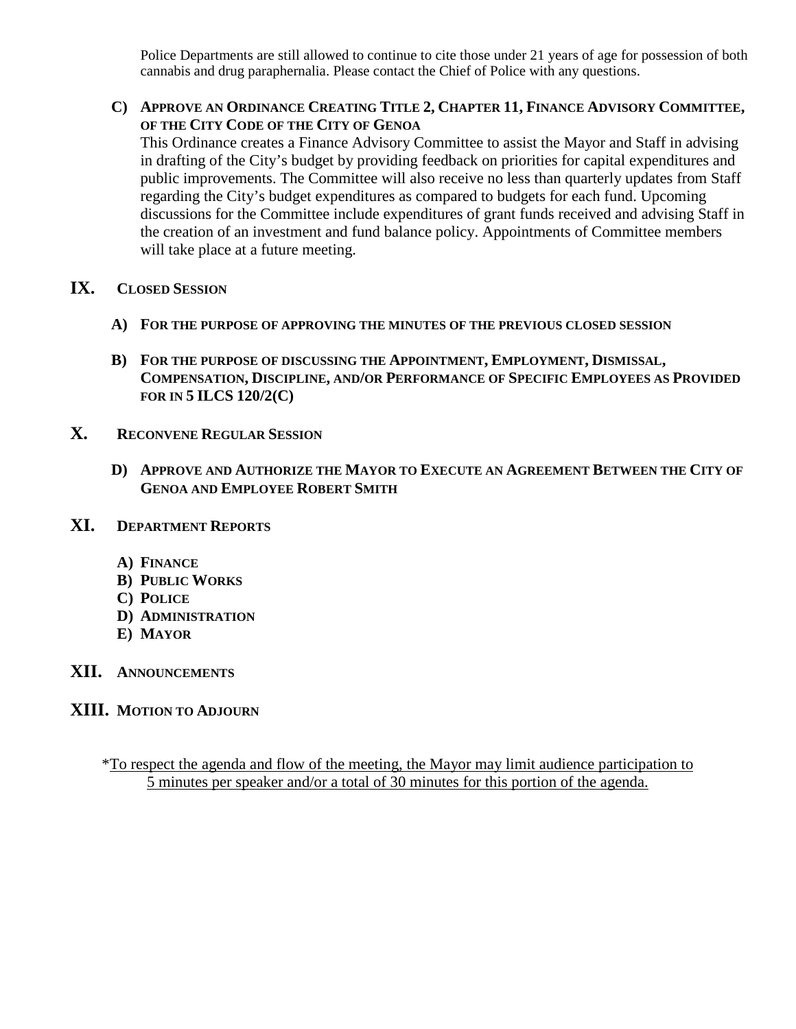Police Departments are still allowed to continue to cite those under 21 years of age for possession of both cannabis and drug paraphernalia. Please contact the Chief of Police with any questions.

**C) APPROVE AN ORDINANCE CREATING TITLE 2, CHAPTER 11, FINANCE ADVISORY COMMITTEE, OF THE CITY CODE OF THE CITY OF GENOA**

This Ordinance creates a Finance Advisory Committee to assist the Mayor and Staff in advising in drafting of the City's budget by providing feedback on priorities for capital expenditures and public improvements. The Committee will also receive no less than quarterly updates from Staff regarding the City's budget expenditures as compared to budgets for each fund. Upcoming discussions for the Committee include expenditures of grant funds received and advising Staff in the creation of an investment and fund balance policy. Appointments of Committee members will take place at a future meeting.

## IX. CLOSED SESSION

**A) FOR THE PURPOSE OF APPROVING THE MINUTES OF THE PREVIOUS CLOSED SESSION**

**B) FOR THE PURPOSE OF DISCUSSING THE APPOINTMENT, EMPLOYMENT, DISMISSAL, COMPENSATION, DISCIPLINE, AND/OR PERFORMANCE OF SPECIFIC EMPLOYEES AS PROVIDED FOR IN 5 ILCS 120/2(C)**

## X. RECONVENE REGULAR SESSION

**D) APPROVE AND AUTHORIZE THE MAYOR TO EXECUTE AN AGREEMENT BETWEEN THE CITY OF GENOA AND EMPLOYEE ROBERT SMITH**

## XI. DEPARTMENT REPORTS

- **A) FINANCE**
- **B) PUBLIC WORKS**
- **C) POLICE**
- **D) ADMINISTRATION**
- **E) MAYOR**

## XII. ANNOUNCEMENTS

## XIII. MOTION TO ADJOURN

*To respect the agenda and flow of the meeting, the Mayor may limit audience participation to 5 minutes per speaker and/or a total of 30 minutes for this portion of the agenda.